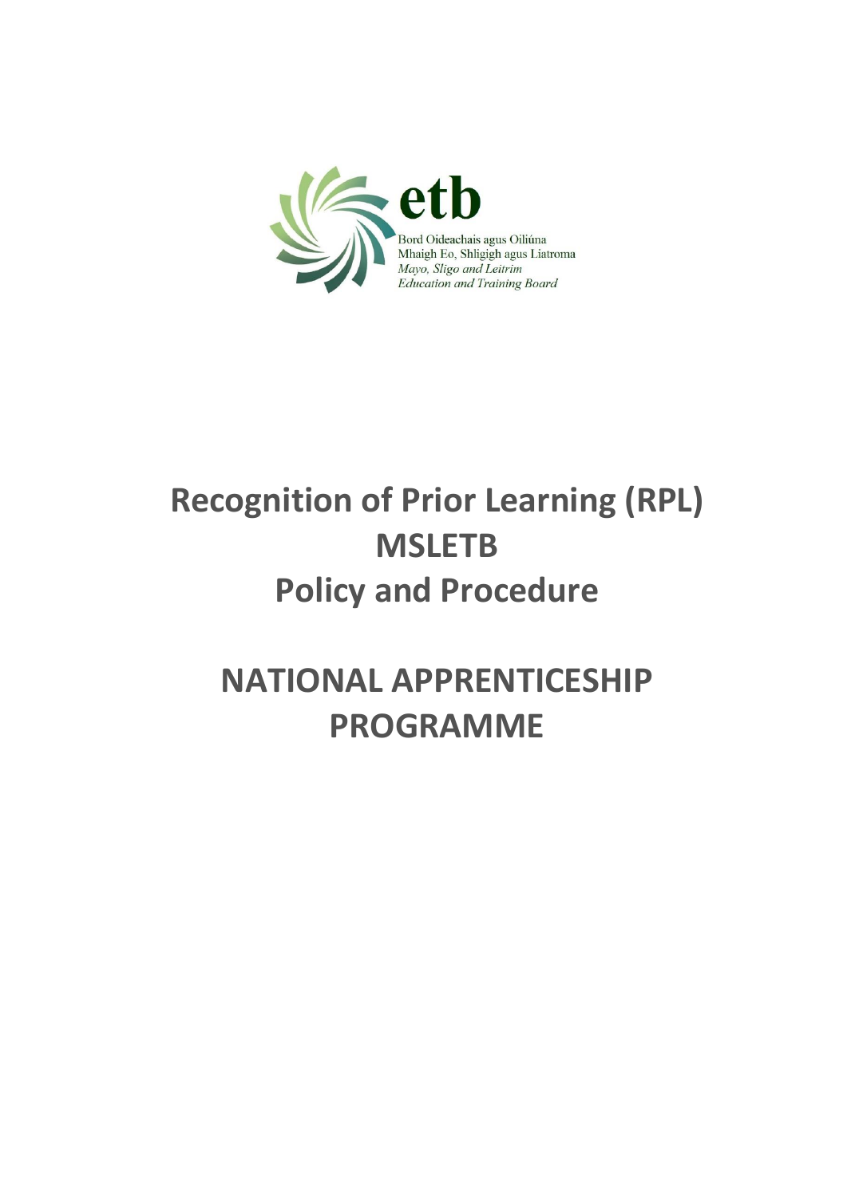etb

Bord Oideachais agus Oiliúna
Mhaigh Eo, Shligigh agus Liatroma
*Mayo, Sligo and Leitrim*
*Education and Training Board*

# Recognition of Prior Learning (RPL) MSLETB Policy and Procedure

# NATIONAL APPRENTICESHIP PROGRAMME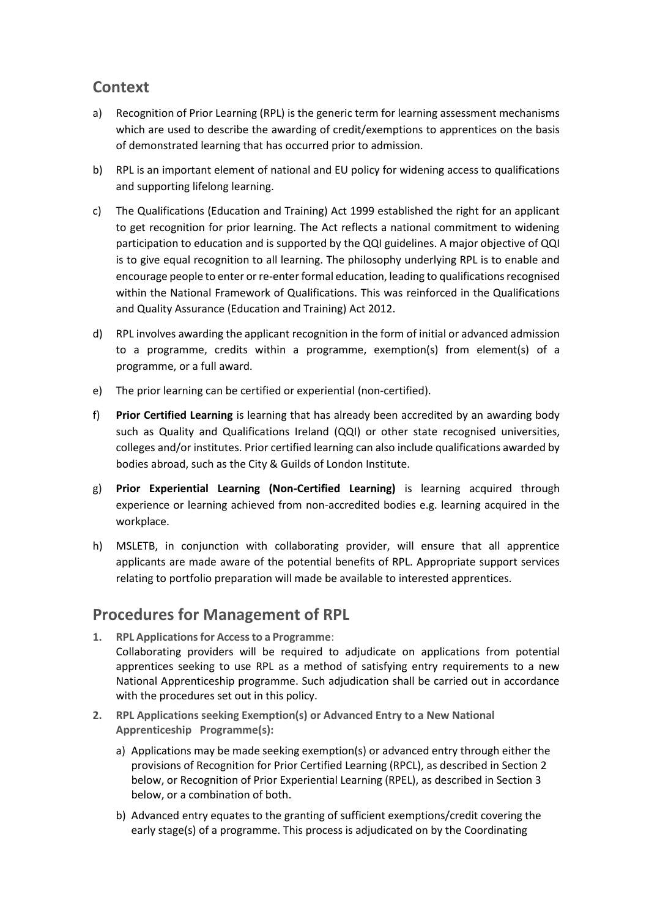## Context

a) Recognition of Prior Learning (RPL) is the generic term for learning assessment mechanisms which are used to describe the awarding of credit/exemptions to apprentices on the basis of demonstrated learning that has occurred prior to admission.

b) RPL is an important element of national and EU policy for widening access to qualifications and supporting lifelong learning.

c) The Qualifications (Education and Training) Act 1999 established the right for an applicant to get recognition for prior learning. The Act reflects a national commitment to widening participation to education and is supported by the QQI guidelines. A major objective of QQI is to give equal recognition to all learning. The philosophy underlying RPL is to enable and encourage people to enter or re-enter formal education, leading to qualifications recognised within the National Framework of Qualifications. This was reinforced in the Qualifications and Quality Assurance (Education and Training) Act 2012.

d) RPL involves awarding the applicant recognition in the form of initial or advanced admission to a programme, credits within a programme, exemption(s) from element(s) of a programme, or a full award.

e) The prior learning can be certified or experiential (non-certified).

f) **Prior Certified Learning** is learning that has already been accredited by an awarding body such as Quality and Qualifications Ireland (QQI) or other state recognised universities, colleges and/or institutes. Prior certified learning can also include qualifications awarded by bodies abroad, such as the City & Guilds of London Institute.

g) **Prior Experiential Learning (Non-Certified Learning)** is learning acquired through experience or learning achieved from non-accredited bodies e.g. learning acquired in the workplace.

h) MSLETB, in conjunction with collaborating provider, will ensure that all apprentice applicants are made aware of the potential benefits of RPL. Appropriate support services relating to portfolio preparation will made be available to interested apprentices.

## Procedures for Management of RPL

1. **RPL Applications for Access to a Programme**:
   Collaborating providers will be required to adjudicate on applications from potential apprentices seeking to use RPL as a method of satisfying entry requirements to a new National Apprenticeship programme. Such adjudication shall be carried out in accordance with the procedures set out in this policy.

2. **RPL Applications seeking Exemption(s) or Advanced Entry to a New National Apprenticeship Programme(s):**

   a) Applications may be made seeking exemption(s) or advanced entry through either the provisions of Recognition for Prior Certified Learning (RPCL), as described in Section 2 below, or Recognition of Prior Experiential Learning (RPEL), as described in Section 3 below, or a combination of both.

   b) Advanced entry equates to the granting of sufficient exemptions/credit covering the early stage(s) of a programme. This process is adjudicated on by the Coordinating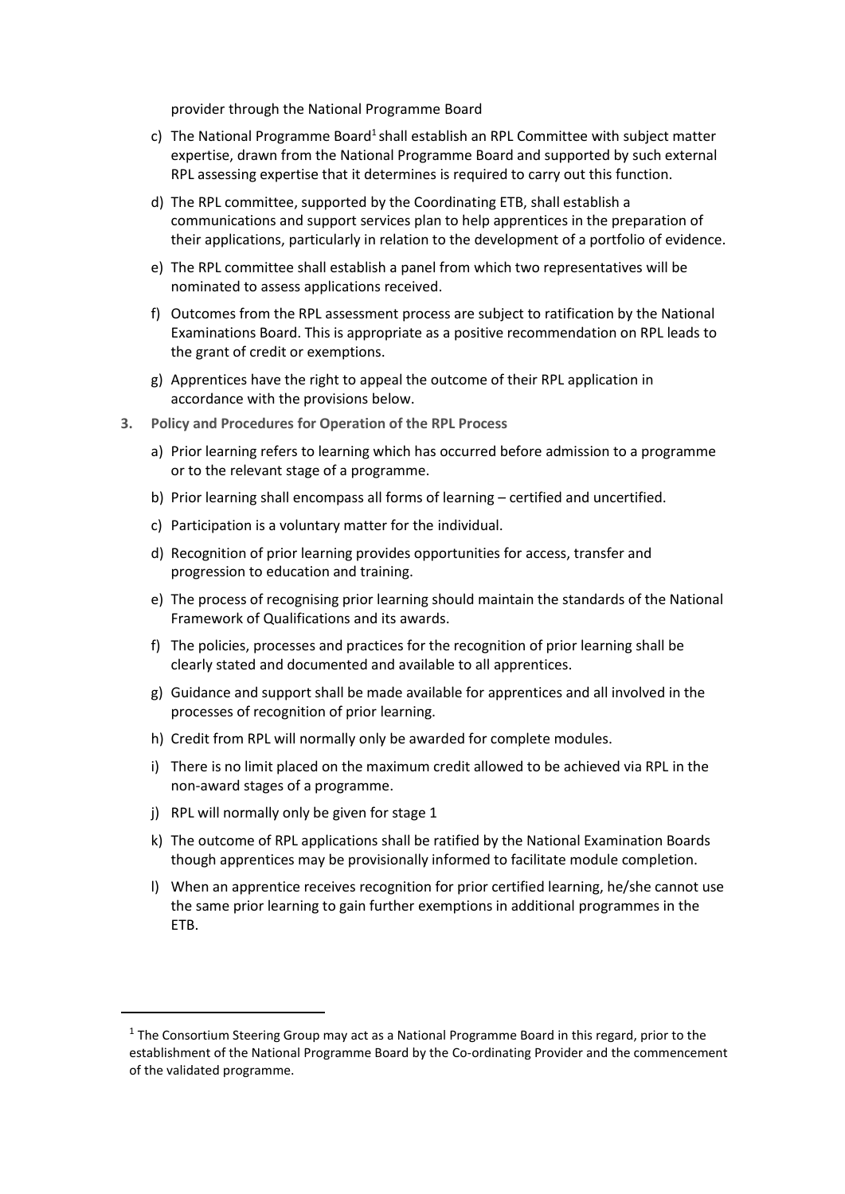provider through the National Programme Board

c) The National Programme Board[1] shall establish an RPL Committee with subject matter expertise, drawn from the National Programme Board and supported by such external RPL assessing expertise that it determines is required to carry out this function.

d) The RPL committee, supported by the Coordinating ETB, shall establish a communications and support services plan to help apprentices in the preparation of their applications, particularly in relation to the development of a portfolio of evidence.

e) The RPL committee shall establish a panel from which two representatives will be nominated to assess applications received.

f) Outcomes from the RPL assessment process are subject to ratification by the National Examinations Board. This is appropriate as a positive recommendation on RPL leads to the grant of credit or exemptions.

g) Apprentices have the right to appeal the outcome of their RPL application in accordance with the provisions below.

**3. Policy and Procedures for Operation of the RPL Process**

a) Prior learning refers to learning which has occurred before admission to a programme or to the relevant stage of a programme.

b) Prior learning shall encompass all forms of learning – certified and uncertified.

c) Participation is a voluntary matter for the individual.

d) Recognition of prior learning provides opportunities for access, transfer and progression to education and training.

e) The process of recognising prior learning should maintain the standards of the National Framework of Qualifications and its awards.

f) The policies, processes and practices for the recognition of prior learning shall be clearly stated and documented and available to all apprentices.

g) Guidance and support shall be made available for apprentices and all involved in the processes of recognition of prior learning.

h) Credit from RPL will normally only be awarded for complete modules.

i) There is no limit placed on the maximum credit allowed to be achieved via RPL in the non-award stages of a programme.

j) RPL will normally only be given for stage 1

k) The outcome of RPL applications shall be ratified by the National Examination Boards though apprentices may be provisionally informed to facilitate module completion.

l) When an apprentice receives recognition for prior certified learning, he/she cannot use the same prior learning to gain further exemptions in additional programmes in the ETB.

---

[1] The Consortium Steering Group may act as a National Programme Board in this regard, prior to the establishment of the National Programme Board by the Co-ordinating Provider and the commencement of the validated programme.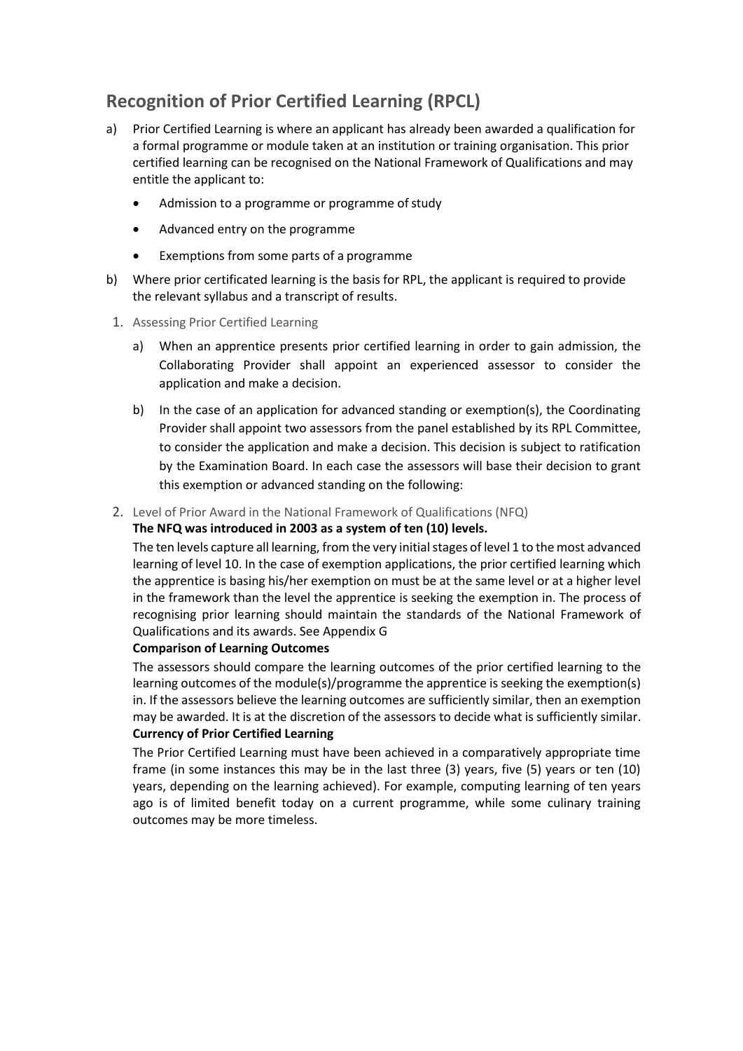## Recognition of Prior Certified Learning (RPCL)

a) Prior Certified Learning is where an applicant has already been awarded a qualification for a formal programme or module taken at an institution or training organisation. This prior certified learning can be recognised on the National Framework of Qualifications and may entitle the applicant to:

- Admission to a programme or programme of study
- Advanced entry on the programme
- Exemptions from some parts of a programme

b) Where prior certificated learning is the basis for RPL, the applicant is required to provide the relevant syllabus and a transcript of results.

1. Assessing Prior Certified Learning

   a) When an apprentice presents prior certified learning in order to gain admission, the Collaborating Provider shall appoint an experienced assessor to consider the application and make a decision.

   b) In the case of an application for advanced standing or exemption(s), the Coordinating Provider shall appoint two assessors from the panel established by its RPL Committee, to consider the application and make a decision. This decision is subject to ratification by the Examination Board. In each case the assessors will base their decision to grant this exemption or advanced standing on the following:

2. Level of Prior Award in the National Framework of Qualifications (NFQ)

   **The NFQ was introduced in 2003 as a system of ten (10) levels.**

   The ten levels capture all learning, from the very initial stages of level 1 to the most advanced learning of level 10. In the case of exemption applications, the prior certified learning which the apprentice is basing his/her exemption on must be at the same level or at a higher level in the framework than the level the apprentice is seeking the exemption in. The process of recognising prior learning should maintain the standards of the National Framework of Qualifications and its awards. See Appendix G

   **Comparison of Learning Outcomes**

   The assessors should compare the learning outcomes of the prior certified learning to the learning outcomes of the module(s)/programme the apprentice is seeking the exemption(s) in. If the assessors believe the learning outcomes are sufficiently similar, then an exemption may be awarded. It is at the discretion of the assessors to decide what is sufficiently similar.

   **Currency of Prior Certified Learning**

   The Prior Certified Learning must have been achieved in a comparatively appropriate time frame (in some instances this may be in the last three (3) years, five (5) years or ten (10) years, depending on the learning achieved). For example, computing learning of ten years ago is of limited benefit today on a current programme, while some culinary training outcomes may be more timeless.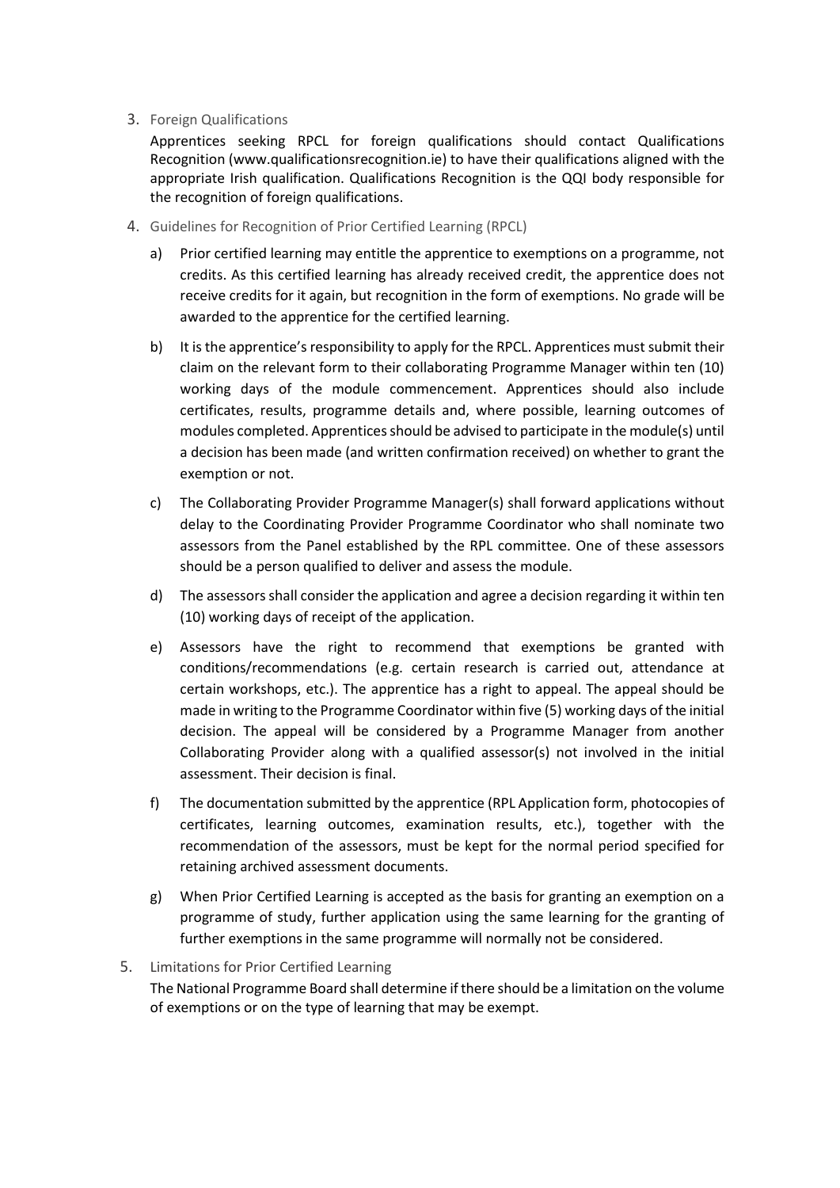3. Foreign Qualifications

   Apprentices seeking RPCL for foreign qualifications should contact Qualifications Recognition (www.qualificationsrecognition.ie) to have their qualifications aligned with the appropriate Irish qualification. Qualifications Recognition is the QQI body responsible for the recognition of foreign qualifications.

4. Guidelines for Recognition of Prior Certified Learning (RPCL)

   a) Prior certified learning may entitle the apprentice to exemptions on a programme, not credits. As this certified learning has already received credit, the apprentice does not receive credits for it again, but recognition in the form of exemptions. No grade will be awarded to the apprentice for the certified learning.

   b) It is the apprentice's responsibility to apply for the RPCL. Apprentices must submit their claim on the relevant form to their collaborating Programme Manager within ten (10) working days of the module commencement. Apprentices should also include certificates, results, programme details and, where possible, learning outcomes of modules completed. Apprentices should be advised to participate in the module(s) until a decision has been made (and written confirmation received) on whether to grant the exemption or not.

   c) The Collaborating Provider Programme Manager(s) shall forward applications without delay to the Coordinating Provider Programme Coordinator who shall nominate two assessors from the Panel established by the RPL committee. One of these assessors should be a person qualified to deliver and assess the module.

   d) The assessors shall consider the application and agree a decision regarding it within ten (10) working days of receipt of the application.

   e) Assessors have the right to recommend that exemptions be granted with conditions/recommendations (e.g. certain research is carried out, attendance at certain workshops, etc.). The apprentice has a right to appeal. The appeal should be made in writing to the Programme Coordinator within five (5) working days of the initial decision. The appeal will be considered by a Programme Manager from another Collaborating Provider along with a qualified assessor(s) not involved in the initial assessment. Their decision is final.

   f) The documentation submitted by the apprentice (RPL Application form, photocopies of certificates, learning outcomes, examination results, etc.), together with the recommendation of the assessors, must be kept for the normal period specified for retaining archived assessment documents.

   g) When Prior Certified Learning is accepted as the basis for granting an exemption on a programme of study, further application using the same learning for the granting of further exemptions in the same programme will normally not be considered.

5. Limitations for Prior Certified Learning

   The National Programme Board shall determine if there should be a limitation on the volume of exemptions or on the type of learning that may be exempt.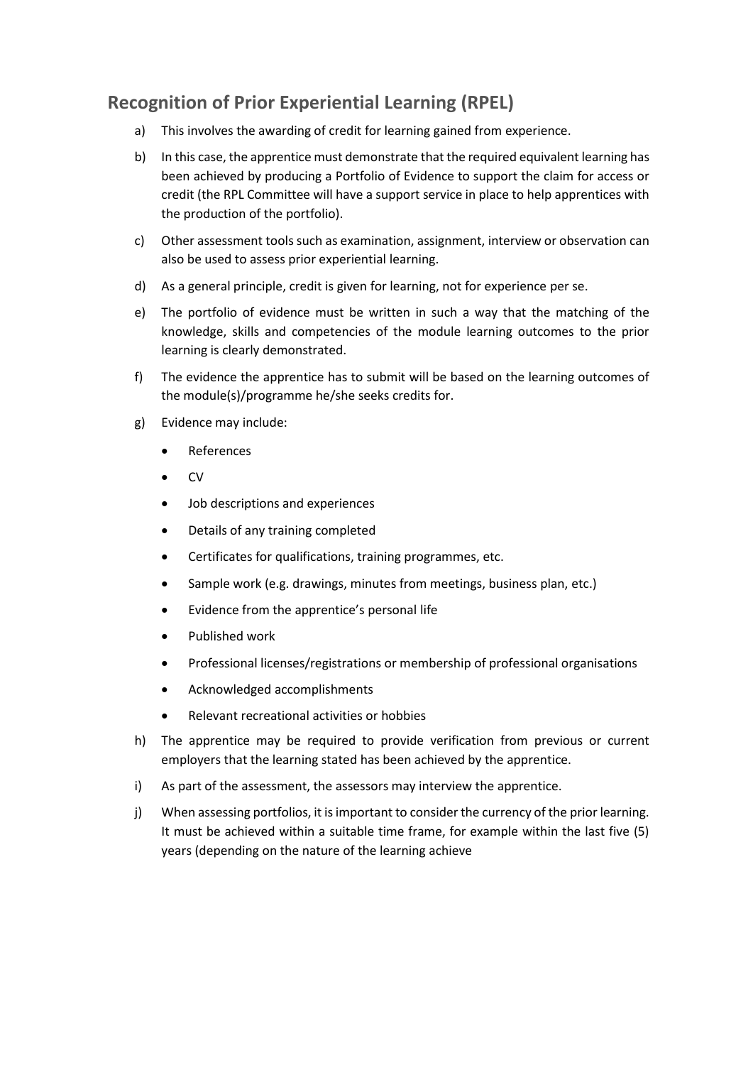## Recognition of Prior Experiential Learning (RPEL)

a) This involves the awarding of credit for learning gained from experience.

b) In this case, the apprentice must demonstrate that the required equivalent learning has been achieved by producing a Portfolio of Evidence to support the claim for access or credit (the RPL Committee will have a support service in place to help apprentices with the production of the portfolio).

c) Other assessment tools such as examination, assignment, interview or observation can also be used to assess prior experiential learning.

d) As a general principle, credit is given for learning, not for experience per se.

e) The portfolio of evidence must be written in such a way that the matching of the knowledge, skills and competencies of the module learning outcomes to the prior learning is clearly demonstrated.

f) The evidence the apprentice has to submit will be based on the learning outcomes of the module(s)/programme he/she seeks credits for.

g) Evidence may include:

- References
- CV
- Job descriptions and experiences
- Details of any training completed
- Certificates for qualifications, training programmes, etc.
- Sample work (e.g. drawings, minutes from meetings, business plan, etc.)
- Evidence from the apprentice's personal life
- Published work
- Professional licenses/registrations or membership of professional organisations
- Acknowledged accomplishments
- Relevant recreational activities or hobbies

h) The apprentice may be required to provide verification from previous or current employers that the learning stated has been achieved by the apprentice.

i) As part of the assessment, the assessors may interview the apprentice.

j) When assessing portfolios, it is important to consider the currency of the prior learning. It must be achieved within a suitable time frame, for example within the last five (5) years (depending on the nature of the learning achieve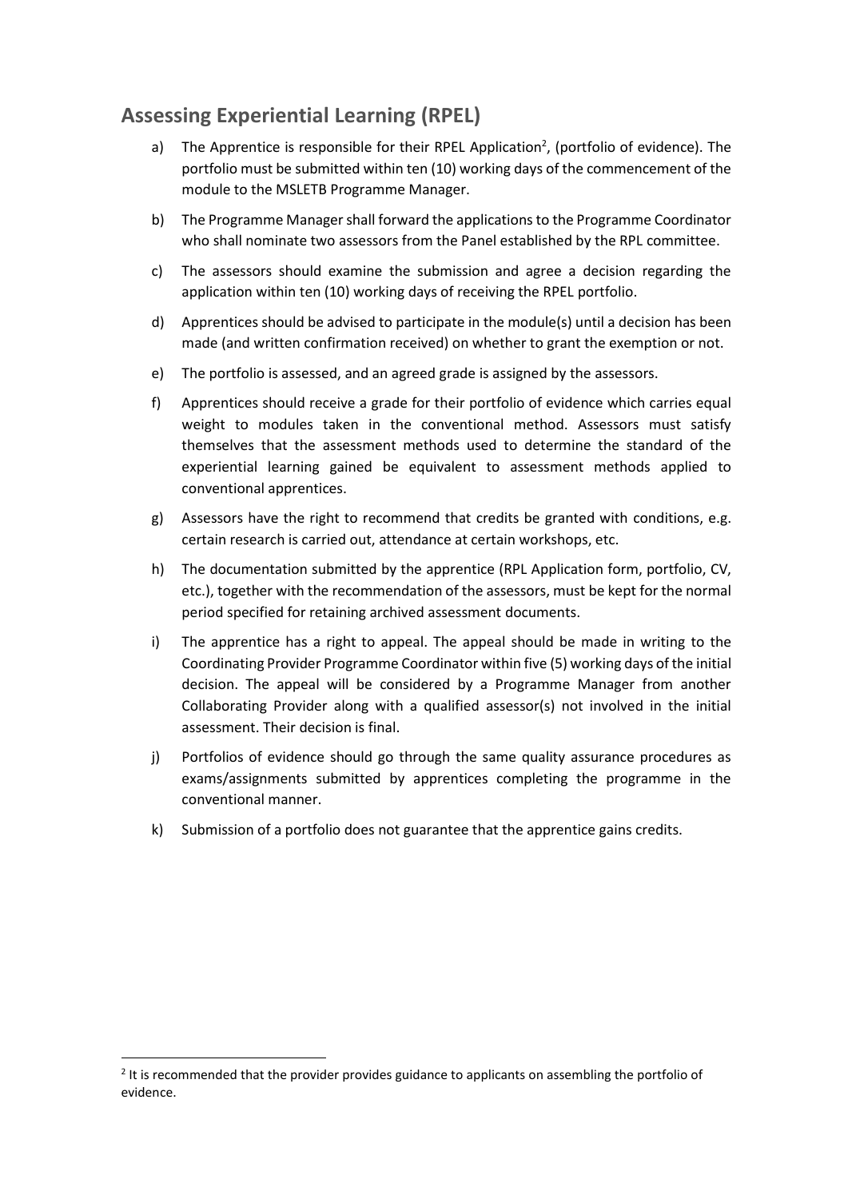## Assessing Experiential Learning (RPEL)

a) The Apprentice is responsible for their RPEL Application[2], (portfolio of evidence). The portfolio must be submitted within ten (10) working days of the commencement of the module to the MSLETB Programme Manager.

b) The Programme Manager shall forward the applications to the Programme Coordinator who shall nominate two assessors from the Panel established by the RPL committee.

c) The assessors should examine the submission and agree a decision regarding the application within ten (10) working days of receiving the RPEL portfolio.

d) Apprentices should be advised to participate in the module(s) until a decision has been made (and written confirmation received) on whether to grant the exemption or not.

e) The portfolio is assessed, and an agreed grade is assigned by the assessors.

f) Apprentices should receive a grade for their portfolio of evidence which carries equal weight to modules taken in the conventional method. Assessors must satisfy themselves that the assessment methods used to determine the standard of the experiential learning gained be equivalent to assessment methods applied to conventional apprentices.

g) Assessors have the right to recommend that credits be granted with conditions, e.g. certain research is carried out, attendance at certain workshops, etc.

h) The documentation submitted by the apprentice (RPL Application form, portfolio, CV, etc.), together with the recommendation of the assessors, must be kept for the normal period specified for retaining archived assessment documents.

i) The apprentice has a right to appeal. The appeal should be made in writing to the Coordinating Provider Programme Coordinator within five (5) working days of the initial decision. The appeal will be considered by a Programme Manager from another Collaborating Provider along with a qualified assessor(s) not involved in the initial assessment. Their decision is final.

j) Portfolios of evidence should go through the same quality assurance procedures as exams/assignments submitted by apprentices completing the programme in the conventional manner.

k) Submission of a portfolio does not guarantee that the apprentice gains credits.

---

[2] It is recommended that the provider provides guidance to applicants on assembling the portfolio of evidence.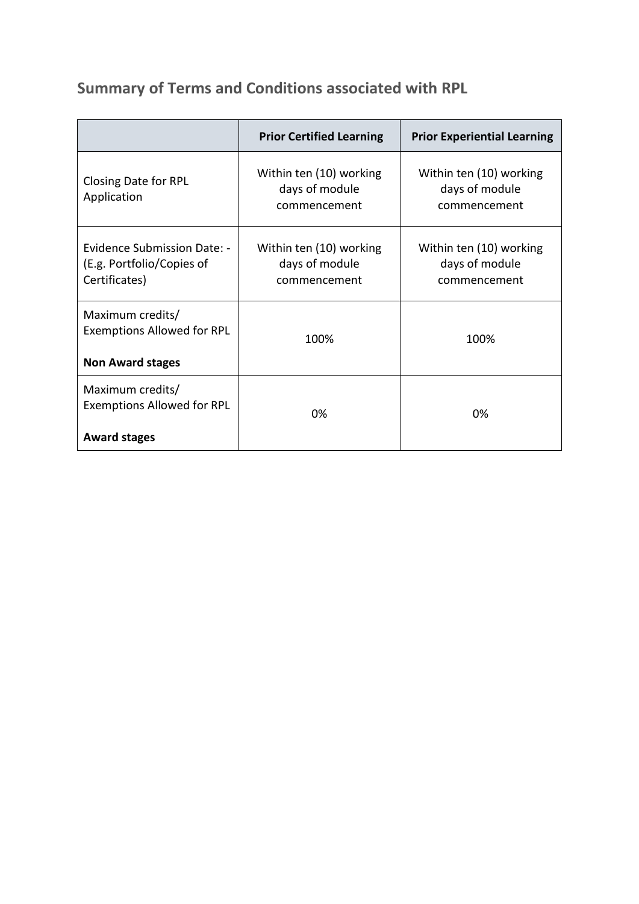## Summary of Terms and Conditions associated with RPL

| | Prior Certified Learning | Prior Experiential Learning |
|---|---|---|
| Closing Date for RPL Application | Within ten (10) working days of module commencement | Within ten (10) working days of module commencement |
| Evidence Submission Date: - (E.g. Portfolio/Copies of Certificates) | Within ten (10) working days of module commencement | Within ten (10) working days of module commencement |
| Maximum credits/ Exemptions Allowed for RPL **Non Award stages** | 100% | 100% |
| Maximum credits/ Exemptions Allowed for RPL **Award stages** | 0% | 0% |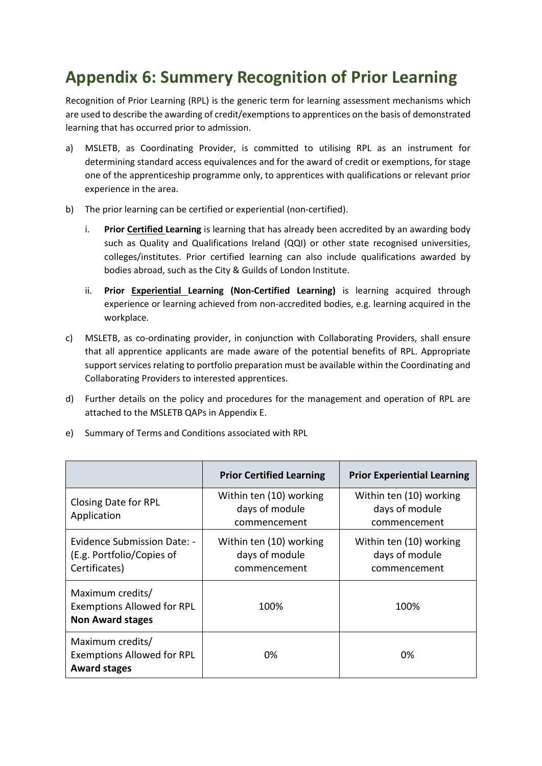# Appendix 6: Summery Recognition of Prior Learning

Recognition of Prior Learning (RPL) is the generic term for learning assessment mechanisms which are used to describe the awarding of credit/exemptions to apprentices on the basis of demonstrated learning that has occurred prior to admission.

a) MSLETB, as Coordinating Provider, is committed to utilising RPL as an instrument for determining standard access equivalences and for the award of credit or exemptions, for stage one of the apprenticeship programme only, to apprentices with qualifications or relevant prior experience in the area.

b) The prior learning can be certified or experiential (non-certified).

   i. **Prior Certified Learning** is learning that has already been accredited by an awarding body such as Quality and Qualifications Ireland (QQI) or other state recognised universities, colleges/institutes. Prior certified learning can also include qualifications awarded by bodies abroad, such as the City & Guilds of London Institute.

   ii. **Prior Experiential Learning (Non-Certified Learning)** is learning acquired through experience or learning achieved from non-accredited bodies, e.g. learning acquired in the workplace.

c) MSLETB, as co-ordinating provider, in conjunction with Collaborating Providers, shall ensure that all apprentice applicants are made aware of the potential benefits of RPL. Appropriate support services relating to portfolio preparation must be available within the Coordinating and Collaborating Providers to interested apprentices.

d) Further details on the policy and procedures for the management and operation of RPL are attached to the MSLETB QAPs in Appendix E.

e) Summary of Terms and Conditions associated with RPL

| | **Prior Certified Learning** | **Prior Experiential Learning** |
|---|---|---|
| Closing Date for RPL Application | Within ten (10) working days of module commencement | Within ten (10) working days of module commencement |
| Evidence Submission Date: - (E.g. Portfolio/Copies of Certificates) | Within ten (10) working days of module commencement | Within ten (10) working days of module commencement |
| Maximum credits/ Exemptions Allowed for RPL **Non Award stages** | 100% | 100% |
| Maximum credits/ Exemptions Allowed for RPL **Award stages** | 0% | 0% |